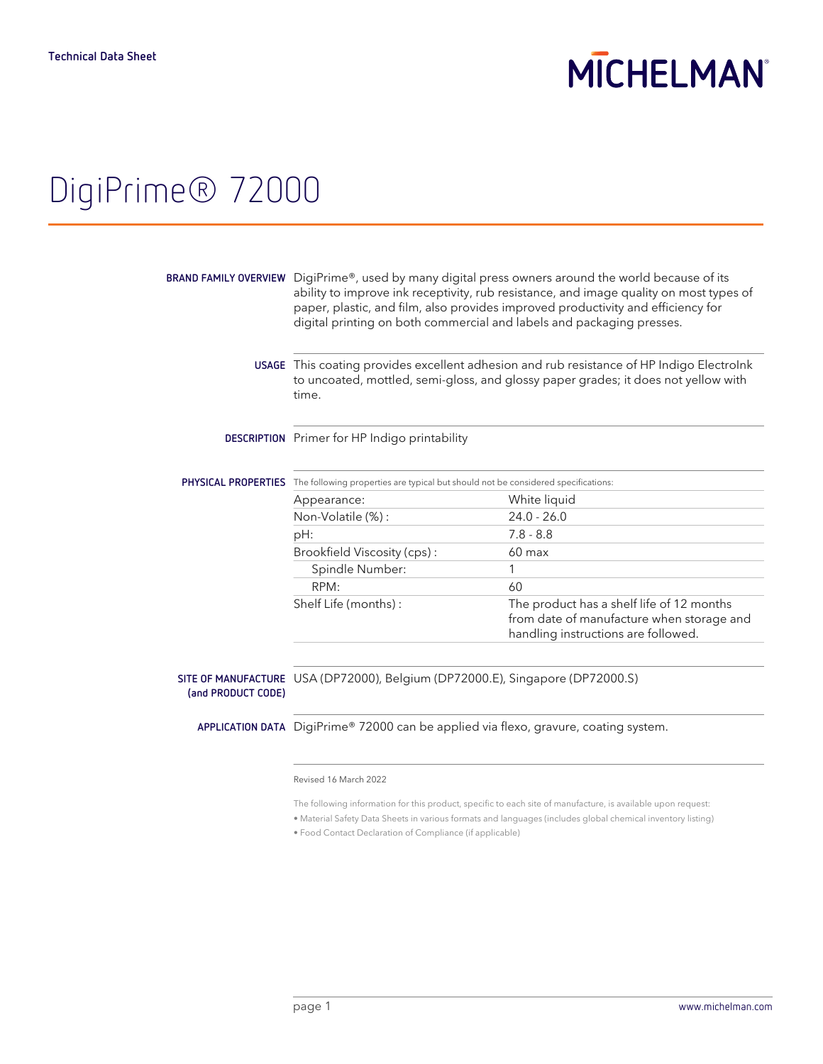Technical Data Sheet

# DigiPrime® 72000

**BRAND FAMILY OVERVIEW**

DigiPrime®, used by many digital press owners around the world because of its ability to improve ink receptivity, rub resistance, and image quality on most types of paper, plastic, and film, also provides improved productivity and efficiency for digital printing on both commercial and labels and packaging presses.

**USAGE**

This coating provides excellent adhesion and rub resistance of HP Indigo ElectroInk to uncoated, mottled, semi-gloss, and glossy paper grades; it does not yellow with time.

**DESCRIPTION**

Primer for HP Indigo printability

**PHYSICAL PROPERTIES**

The following properties are typical but should not be considered specifications:

| Property | Value |
|---|---|
| Appearance: | White liquid |
| Non-Volatile (%) : | 24.0 - 26.0 |
| pH: | 7.8 - 8.8 |
| Brookfield Viscosity (cps) : | 60 max |
| Spindle Number: | 1 |
| RPM: | 60 |
| Shelf Life (months) : | The product has a shelf life of 12 months from date of manufacture when storage and handling instructions are followed. |

**SITE OF MANUFACTURE (and PRODUCT CODE)**

USA (DP72000), Belgium (DP72000.E), Singapore (DP72000.S)

**APPLICATION DATA**

DigiPrime® 72000 can be applied via flexo, gravure, coating system.

Revised 16 March 2022

The following information for this product, specific to each site of manufacture, is available upon request:

- Material Safety Data Sheets in various formats and languages (includes global chemical inventory listing)
- Food Contact Declaration of Compliance (if applicable)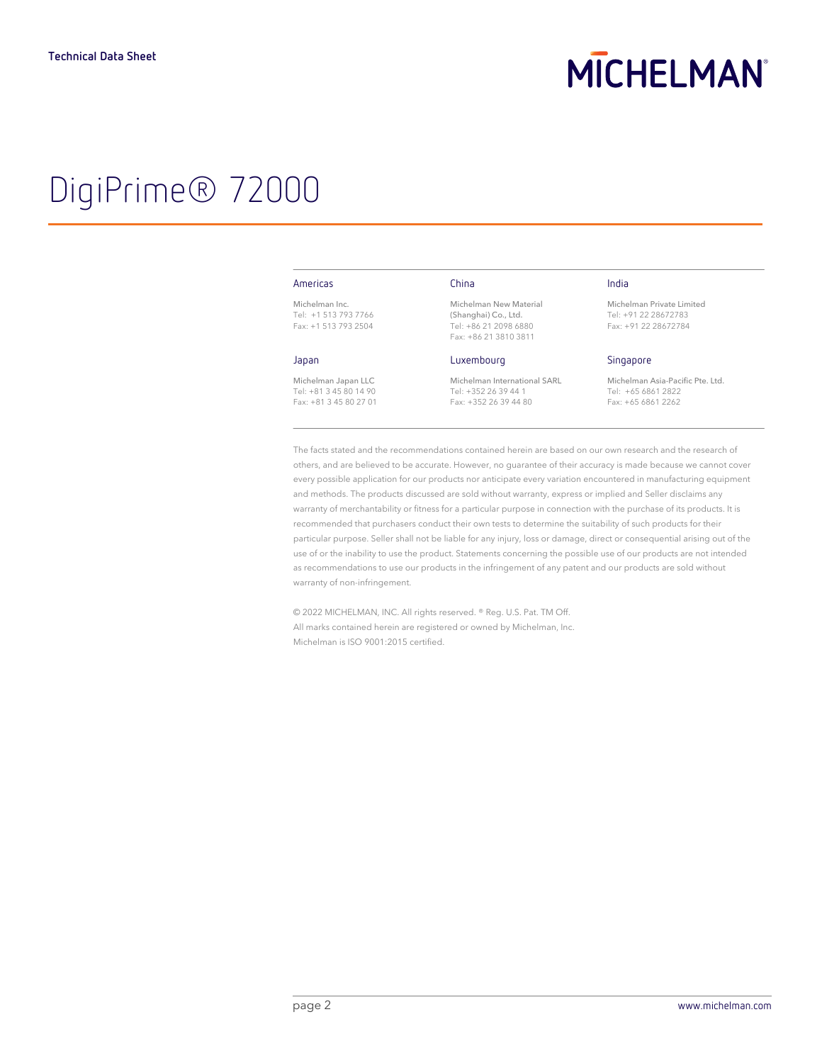# DigiPrime® 72000

### Americas

Michelman Inc.
Tel: +1 513 793 7766
Fax: +1 513 793 2504

### China

Michelman New Material (Shanghai) Co., Ltd.
Tel: +86 21 2098 6880
Fax: +86 21 3810 3811

### India

Michelman Private Limited
Tel: +91 22 28672783
Fax: +91 22 28672784

### Japan

Michelman Japan LLC
Tel: +81 3 45 80 14 90
Fax: +81 3 45 80 27 01

### Luxembourg

Michelman International SARL
Tel: +352 26 39 44 1
Fax: +352 26 39 44 80

### Singapore

Michelman Asia-Pacific Pte. Ltd.
Tel: +65 6861 2822
Fax: +65 6861 2262

The facts stated and the recommendations contained herein are based on our own research and the research of others, and are believed to be accurate. However, no guarantee of their accuracy is made because we cannot cover every possible application for our products nor anticipate every variation encountered in manufacturing equipment and methods. The products discussed are sold without warranty, express or implied and Seller disclaims any warranty of merchantability or fitness for a particular purpose in connection with the purchase of its products. It is recommended that purchasers conduct their own tests to determine the suitability of such products for their particular purpose. Seller shall not be liable for any injury, loss or damage, direct or consequential arising out of the use of or the inability to use the product. Statements concerning the possible use of our products are not intended as recommendations to use our products in the infringement of any patent and our products are sold without warranty of non-infringement.

© 2022 MICHELMAN, INC. All rights reserved. ® Reg. U.S. Pat. TM Off.
All marks contained herein are registered or owned by Michelman, Inc.
Michelman is ISO 9001:2015 certified.